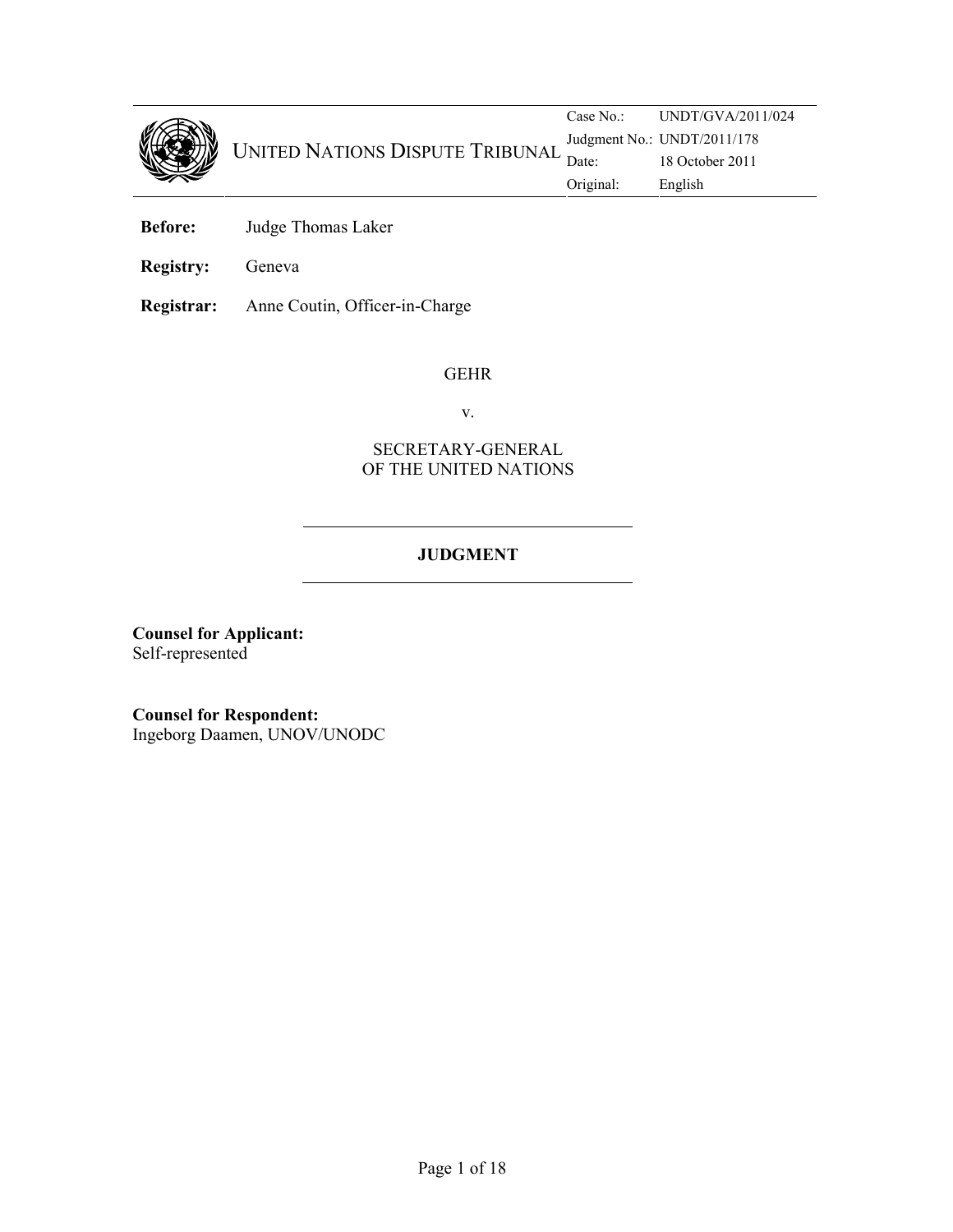UNITED NATIONS DISPUTE TRIBUNAL

| | |
|---|---|
| Case No.: | UNDT/GVA/2011/024 |
| Judgment No.: | UNDT/2011/178 |
| Date: | 18 October 2011 |
| Original: | English |

**Before:** Judge Thomas Laker

**Registry:** Geneva

**Registrar:** Anne Coutin, Officer-in-Charge

GEHR

v.

SECRETARY-GENERAL
OF THE UNITED NATIONS

**JUDGMENT**

**Counsel for Applicant:**
Self-represented

**Counsel for Respondent:**
Ingeborg Daamen, UNOV/UNODC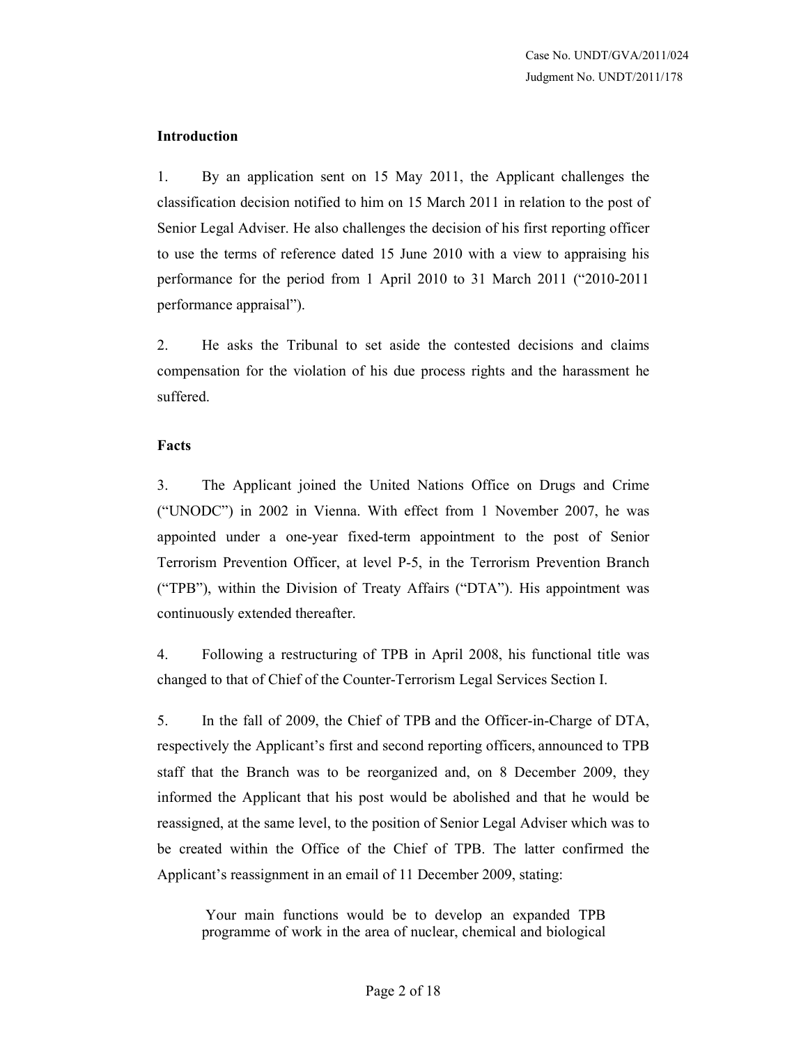## Introduction

1. By an application sent on 15 May 2011, the Applicant challenges the classification decision notified to him on 15 March 2011 in relation to the post of Senior Legal Adviser. He also challenges the decision of his first reporting officer to use the terms of reference dated 15 June 2010 with a view to appraising his performance for the period from 1 April 2010 to 31 March 2011 ("2010-2011 performance appraisal").

2. He asks the Tribunal to set aside the contested decisions and claims compensation for the violation of his due process rights and the harassment he suffered.

## Facts

3. The Applicant joined the United Nations Office on Drugs and Crime ("UNODC") in 2002 in Vienna. With effect from 1 November 2007, he was appointed under a one-year fixed-term appointment to the post of Senior Terrorism Prevention Officer, at level P-5, in the Terrorism Prevention Branch ("TPB"), within the Division of Treaty Affairs ("DTA"). His appointment was continuously extended thereafter.

4. Following a restructuring of TPB in April 2008, his functional title was changed to that of Chief of the Counter-Terrorism Legal Services Section I.

5. In the fall of 2009, the Chief of TPB and the Officer-in-Charge of DTA, respectively the Applicant's first and second reporting officers, announced to TPB staff that the Branch was to be reorganized and, on 8 December 2009, they informed the Applicant that his post would be abolished and that he would be reassigned, at the same level, to the position of Senior Legal Adviser which was to be created within the Office of the Chief of TPB. The latter confirmed the Applicant's reassignment in an email of 11 December 2009, stating:

> Your main functions would be to develop an expanded TPB programme of work in the area of nuclear, chemical and biological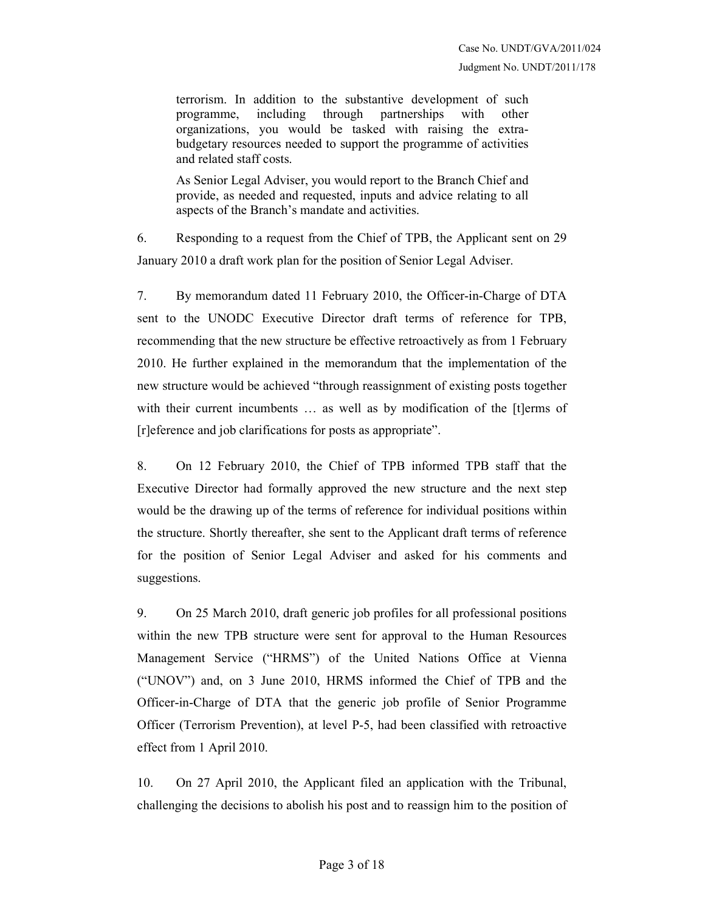> terrorism. In addition to the substantive development of such programme, including through partnerships with other organizations, you would be tasked with raising the extra-budgetary resources needed to support the programme of activities and related staff costs.
>
> As Senior Legal Adviser, you would report to the Branch Chief and provide, as needed and requested, inputs and advice relating to all aspects of the Branch's mandate and activities.

6. Responding to a request from the Chief of TPB, the Applicant sent on 29 January 2010 a draft work plan for the position of Senior Legal Adviser.

7. By memorandum dated 11 February 2010, the Officer-in-Charge of DTA sent to the UNODC Executive Director draft terms of reference for TPB, recommending that the new structure be effective retroactively as from 1 February 2010. He further explained in the memorandum that the implementation of the new structure would be achieved "through reassignment of existing posts together with their current incumbents … as well as by modification of the [t]erms of [r]eference and job clarifications for posts as appropriate".

8. On 12 February 2010, the Chief of TPB informed TPB staff that the Executive Director had formally approved the new structure and the next step would be the drawing up of the terms of reference for individual positions within the structure. Shortly thereafter, she sent to the Applicant draft terms of reference for the position of Senior Legal Adviser and asked for his comments and suggestions.

9. On 25 March 2010, draft generic job profiles for all professional positions within the new TPB structure were sent for approval to the Human Resources Management Service ("HRMS") of the United Nations Office at Vienna ("UNOV") and, on 3 June 2010, HRMS informed the Chief of TPB and the Officer-in-Charge of DTA that the generic job profile of Senior Programme Officer (Terrorism Prevention), at level P-5, had been classified with retroactive effect from 1 April 2010.

10. On 27 April 2010, the Applicant filed an application with the Tribunal, challenging the decisions to abolish his post and to reassign him to the position of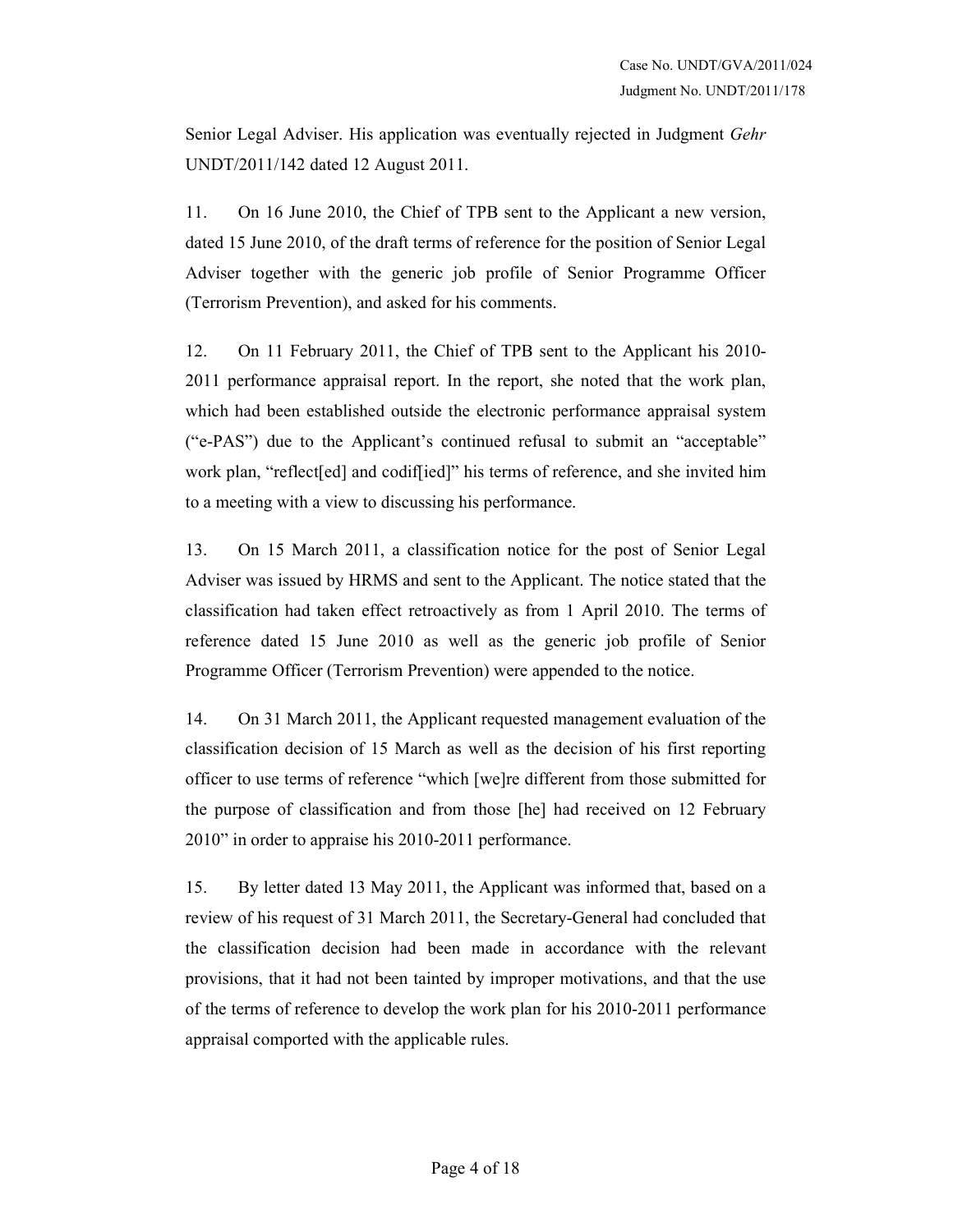Senior Legal Adviser. His application was eventually rejected in Judgment *Gehr* UNDT/2011/142 dated 12 August 2011.

11. On 16 June 2010, the Chief of TPB sent to the Applicant a new version, dated 15 June 2010, of the draft terms of reference for the position of Senior Legal Adviser together with the generic job profile of Senior Programme Officer (Terrorism Prevention), and asked for his comments.

12. On 11 February 2011, the Chief of TPB sent to the Applicant his 2010-2011 performance appraisal report. In the report, she noted that the work plan, which had been established outside the electronic performance appraisal system ("e-PAS") due to the Applicant's continued refusal to submit an "acceptable" work plan, "reflect[ed] and codif[ied]" his terms of reference, and she invited him to a meeting with a view to discussing his performance.

13. On 15 March 2011, a classification notice for the post of Senior Legal Adviser was issued by HRMS and sent to the Applicant. The notice stated that the classification had taken effect retroactively as from 1 April 2010. The terms of reference dated 15 June 2010 as well as the generic job profile of Senior Programme Officer (Terrorism Prevention) were appended to the notice.

14. On 31 March 2011, the Applicant requested management evaluation of the classification decision of 15 March as well as the decision of his first reporting officer to use terms of reference "which [we]re different from those submitted for the purpose of classification and from those [he] had received on 12 February 2010" in order to appraise his 2010-2011 performance.

15. By letter dated 13 May 2011, the Applicant was informed that, based on a review of his request of 31 March 2011, the Secretary-General had concluded that the classification decision had been made in accordance with the relevant provisions, that it had not been tainted by improper motivations, and that the use of the terms of reference to develop the work plan for his 2010-2011 performance appraisal comported with the applicable rules.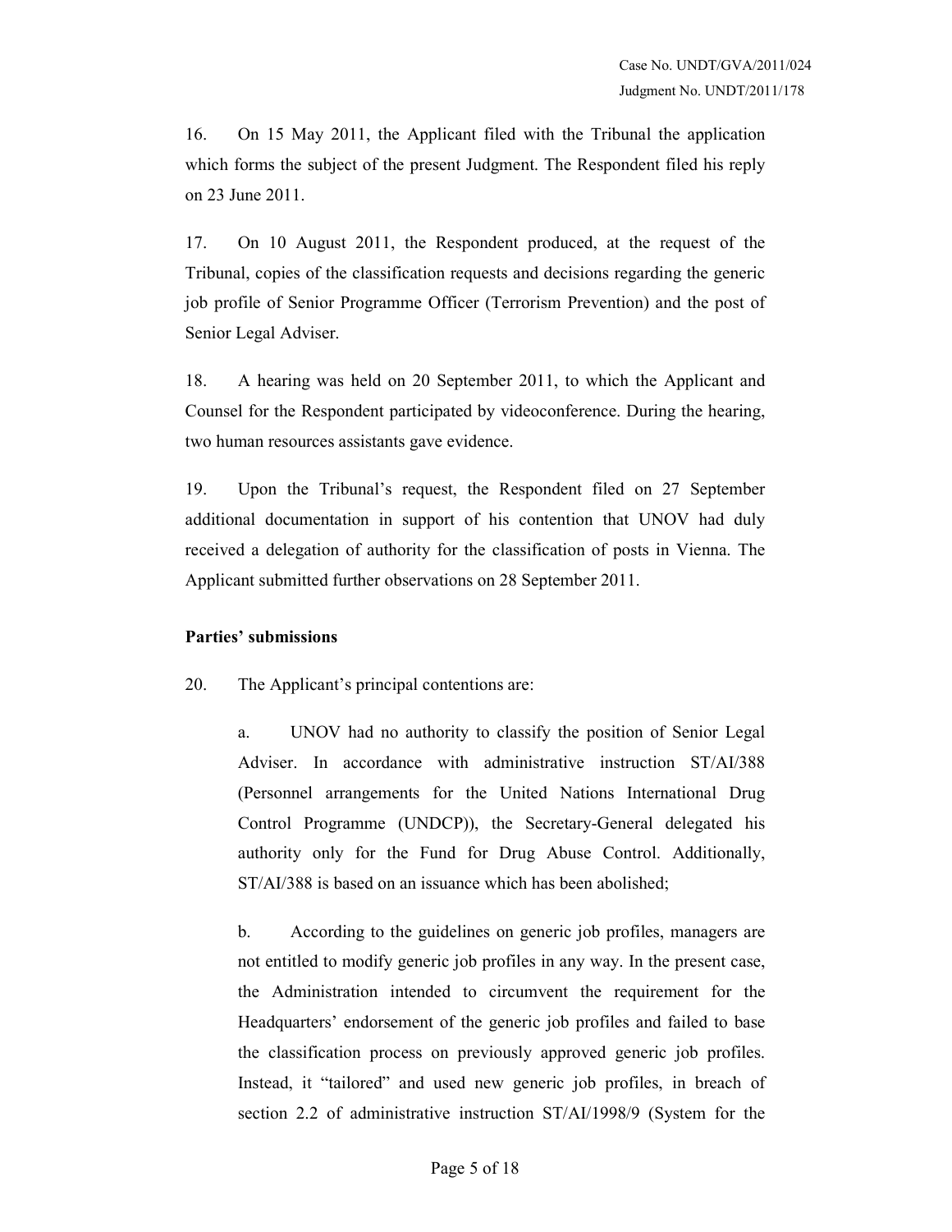16. On 15 May 2011, the Applicant filed with the Tribunal the application which forms the subject of the present Judgment. The Respondent filed his reply on 23 June 2011.

17. On 10 August 2011, the Respondent produced, at the request of the Tribunal, copies of the classification requests and decisions regarding the generic job profile of Senior Programme Officer (Terrorism Prevention) and the post of Senior Legal Adviser.

18. A hearing was held on 20 September 2011, to which the Applicant and Counsel for the Respondent participated by videoconference. During the hearing, two human resources assistants gave evidence.

19. Upon the Tribunal's request, the Respondent filed on 27 September additional documentation in support of his contention that UNOV had duly received a delegation of authority for the classification of posts in Vienna. The Applicant submitted further observations on 28 September 2011.

**Parties' submissions**

20. The Applicant's principal contentions are:

a. UNOV had no authority to classify the position of Senior Legal Adviser. In accordance with administrative instruction ST/AI/388 (Personnel arrangements for the United Nations International Drug Control Programme (UNDCP)), the Secretary-General delegated his authority only for the Fund for Drug Abuse Control. Additionally, ST/AI/388 is based on an issuance which has been abolished;

b. According to the guidelines on generic job profiles, managers are not entitled to modify generic job profiles in any way. In the present case, the Administration intended to circumvent the requirement for the Headquarters' endorsement of the generic job profiles and failed to base the classification process on previously approved generic job profiles. Instead, it "tailored" and used new generic job profiles, in breach of section 2.2 of administrative instruction ST/AI/1998/9 (System for the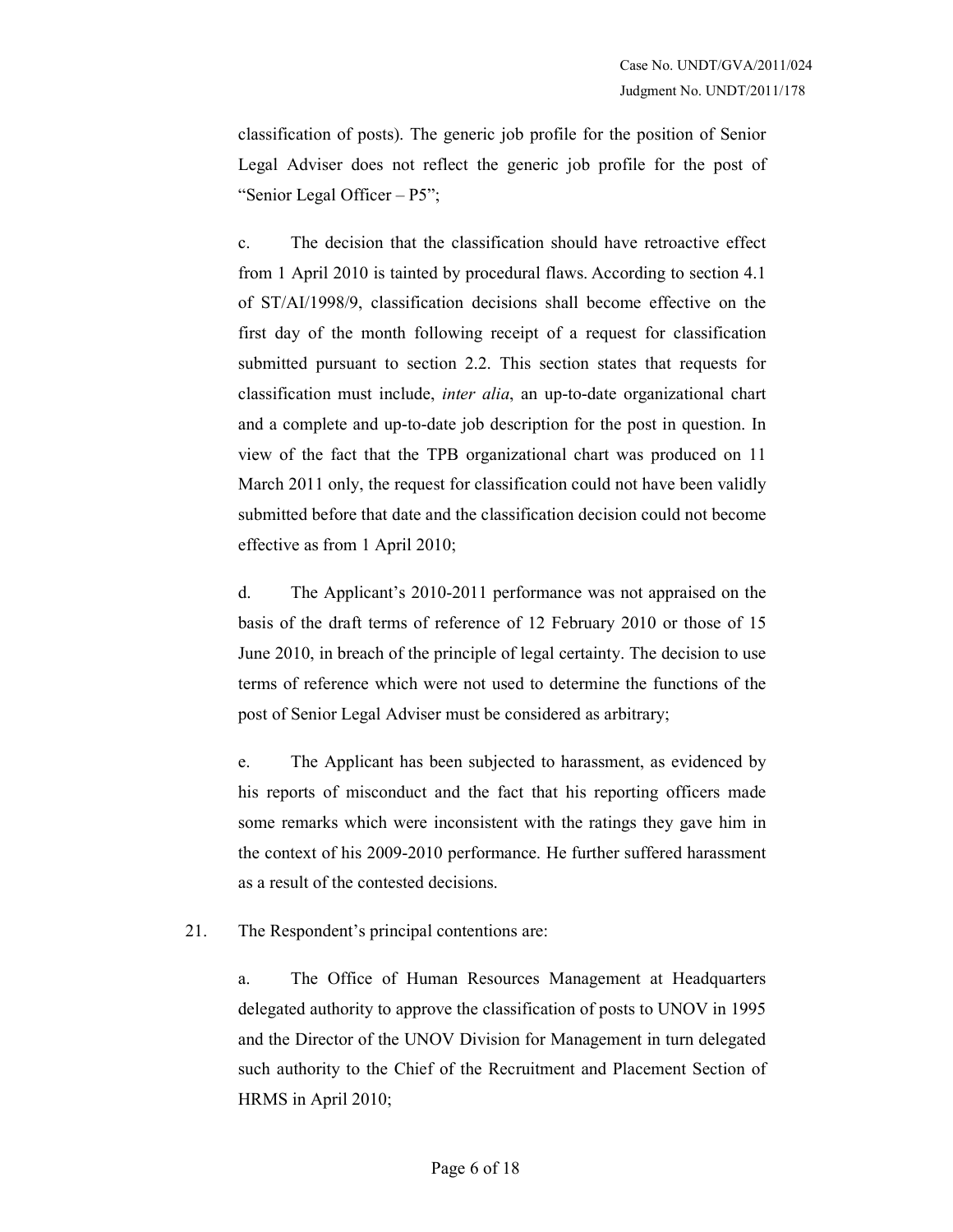classification of posts). The generic job profile for the position of Senior Legal Adviser does not reflect the generic job profile for the post of "Senior Legal Officer – P5";

c. The decision that the classification should have retroactive effect from 1 April 2010 is tainted by procedural flaws. According to section 4.1 of ST/AI/1998/9, classification decisions shall become effective on the first day of the month following receipt of a request for classification submitted pursuant to section 2.2. This section states that requests for classification must include, *inter alia*, an up-to-date organizational chart and a complete and up-to-date job description for the post in question. In view of the fact that the TPB organizational chart was produced on 11 March 2011 only, the request for classification could not have been validly submitted before that date and the classification decision could not become effective as from 1 April 2010;

d. The Applicant's 2010-2011 performance was not appraised on the basis of the draft terms of reference of 12 February 2010 or those of 15 June 2010, in breach of the principle of legal certainty. The decision to use terms of reference which were not used to determine the functions of the post of Senior Legal Adviser must be considered as arbitrary;

e. The Applicant has been subjected to harassment, as evidenced by his reports of misconduct and the fact that his reporting officers made some remarks which were inconsistent with the ratings they gave him in the context of his 2009-2010 performance. He further suffered harassment as a result of the contested decisions.

21. The Respondent's principal contentions are:

a. The Office of Human Resources Management at Headquarters delegated authority to approve the classification of posts to UNOV in 1995 and the Director of the UNOV Division for Management in turn delegated such authority to the Chief of the Recruitment and Placement Section of HRMS in April 2010;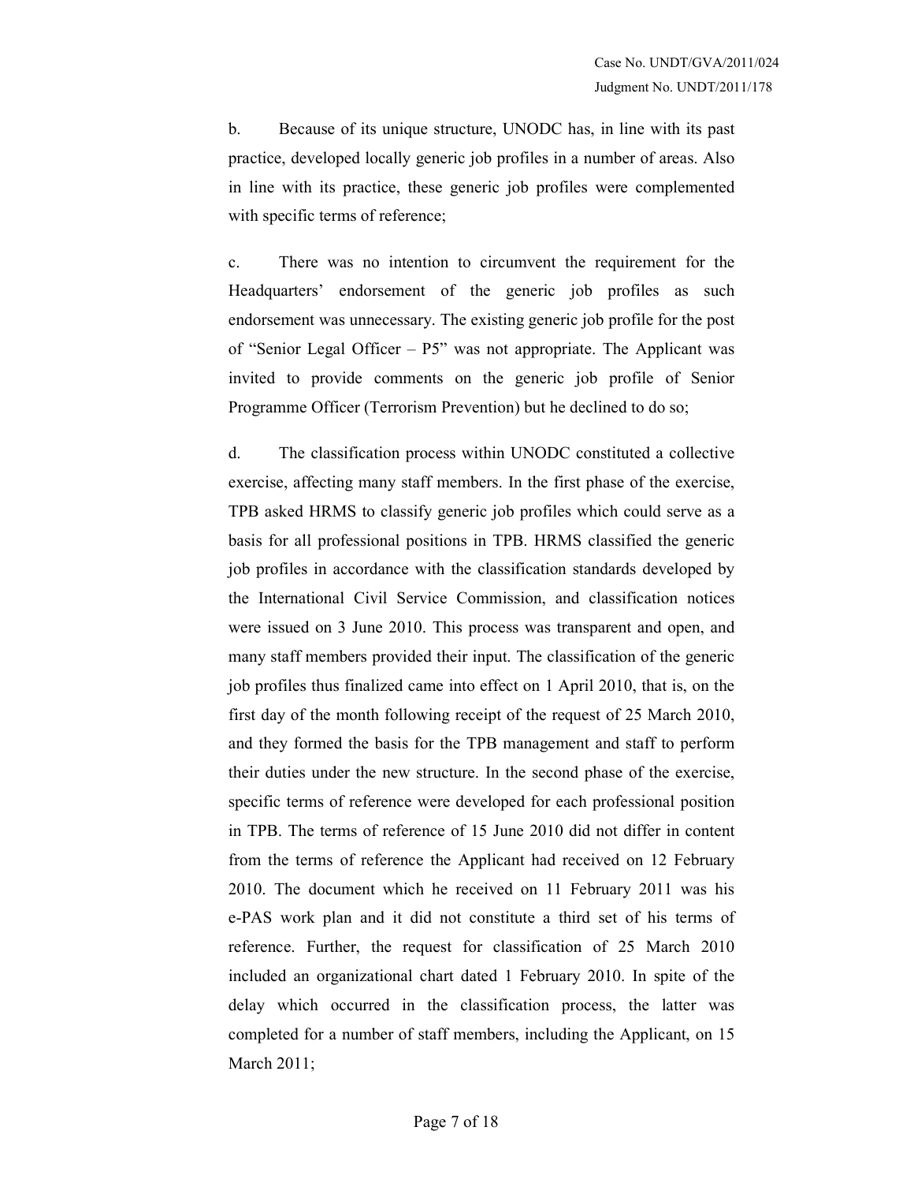b. Because of its unique structure, UNODC has, in line with its past practice, developed locally generic job profiles in a number of areas. Also in line with its practice, these generic job profiles were complemented with specific terms of reference;

c. There was no intention to circumvent the requirement for the Headquarters' endorsement of the generic job profiles as such endorsement was unnecessary. The existing generic job profile for the post of "Senior Legal Officer – P5" was not appropriate. The Applicant was invited to provide comments on the generic job profile of Senior Programme Officer (Terrorism Prevention) but he declined to do so;

d. The classification process within UNODC constituted a collective exercise, affecting many staff members. In the first phase of the exercise, TPB asked HRMS to classify generic job profiles which could serve as a basis for all professional positions in TPB. HRMS classified the generic job profiles in accordance with the classification standards developed by the International Civil Service Commission, and classification notices were issued on 3 June 2010. This process was transparent and open, and many staff members provided their input. The classification of the generic job profiles thus finalized came into effect on 1 April 2010, that is, on the first day of the month following receipt of the request of 25 March 2010, and they formed the basis for the TPB management and staff to perform their duties under the new structure. In the second phase of the exercise, specific terms of reference were developed for each professional position in TPB. The terms of reference of 15 June 2010 did not differ in content from the terms of reference the Applicant had received on 12 February 2010. The document which he received on 11 February 2011 was his e-PAS work plan and it did not constitute a third set of his terms of reference. Further, the request for classification of 25 March 2010 included an organizational chart dated 1 February 2010. In spite of the delay which occurred in the classification process, the latter was completed for a number of staff members, including the Applicant, on 15 March 2011;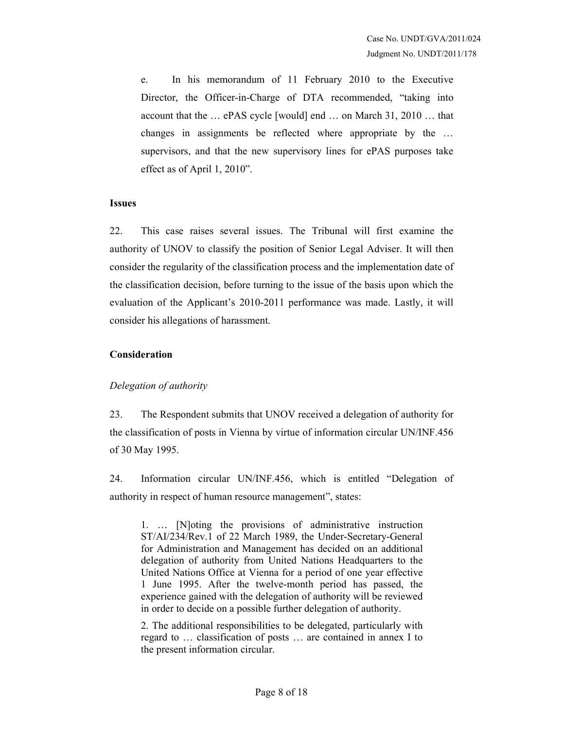e. In his memorandum of 11 February 2010 to the Executive Director, the Officer-in-Charge of DTA recommended, "taking into account that the … ePAS cycle [would] end … on March 31, 2010 … that changes in assignments be reflected where appropriate by the … supervisors, and that the new supervisory lines for ePAS purposes take effect as of April 1, 2010".

**Issues**

22. This case raises several issues. The Tribunal will first examine the authority of UNOV to classify the position of Senior Legal Adviser. It will then consider the regularity of the classification process and the implementation date of the classification decision, before turning to the issue of the basis upon which the evaluation of the Applicant's 2010-2011 performance was made. Lastly, it will consider his allegations of harassment.

**Consideration**

*Delegation of authority*

23. The Respondent submits that UNOV received a delegation of authority for the classification of posts in Vienna by virtue of information circular UN/INF.456 of 30 May 1995.

24. Information circular UN/INF.456, which is entitled "Delegation of authority in respect of human resource management", states:

> 1. … [N]oting the provisions of administrative instruction ST/AI/234/Rev.1 of 22 March 1989, the Under-Secretary-General for Administration and Management has decided on an additional delegation of authority from United Nations Headquarters to the United Nations Office at Vienna for a period of one year effective 1 June 1995. After the twelve-month period has passed, the experience gained with the delegation of authority will be reviewed in order to decide on a possible further delegation of authority.
>
> 2. The additional responsibilities to be delegated, particularly with regard to … classification of posts … are contained in annex I to the present information circular.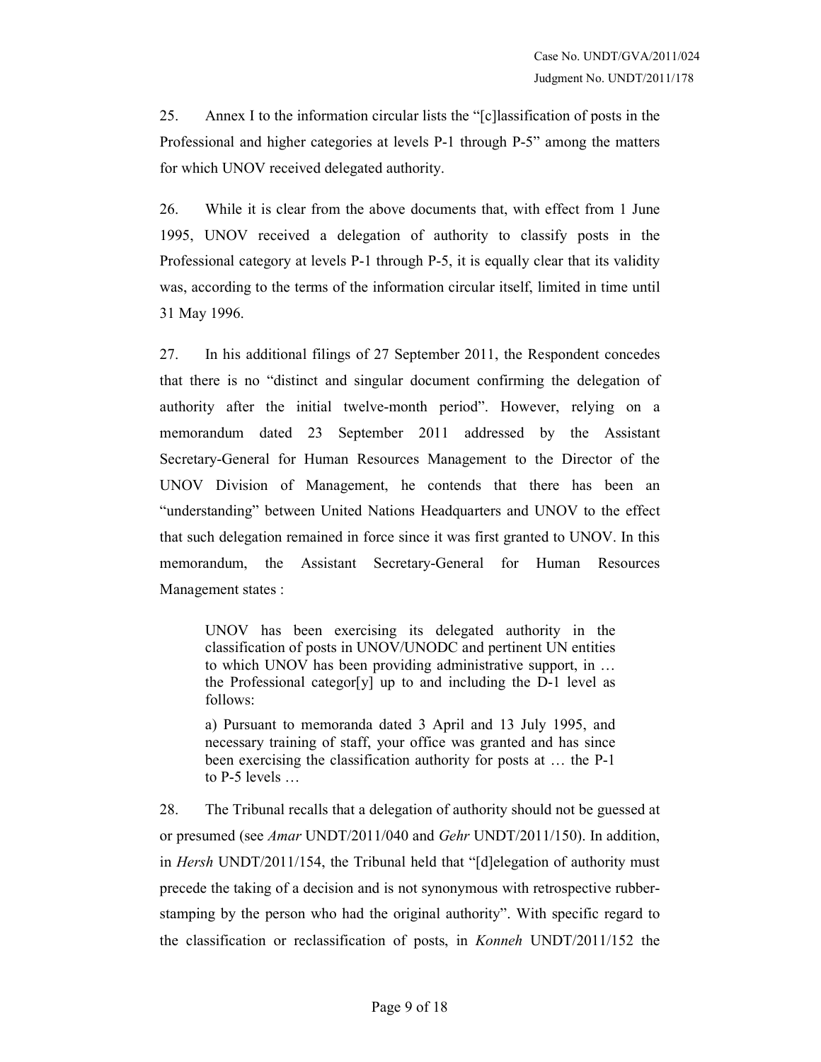25. Annex I to the information circular lists the "[c]lassification of posts in the Professional and higher categories at levels P-1 through P-5" among the matters for which UNOV received delegated authority.

26. While it is clear from the above documents that, with effect from 1 June 1995, UNOV received a delegation of authority to classify posts in the Professional category at levels P-1 through P-5, it is equally clear that its validity was, according to the terms of the information circular itself, limited in time until 31 May 1996.

27. In his additional filings of 27 September 2011, the Respondent concedes that there is no "distinct and singular document confirming the delegation of authority after the initial twelve-month period". However, relying on a memorandum dated 23 September 2011 addressed by the Assistant Secretary-General for Human Resources Management to the Director of the UNOV Division of Management, he contends that there has been an "understanding" between United Nations Headquarters and UNOV to the effect that such delegation remained in force since it was first granted to UNOV. In this memorandum, the Assistant Secretary-General for Human Resources Management states :

> UNOV has been exercising its delegated authority in the classification of posts in UNOV/UNODC and pertinent UN entities to which UNOV has been providing administrative support, in … the Professional categor[y] up to and including the D-1 level as follows:
>
> a) Pursuant to memoranda dated 3 April and 13 July 1995, and necessary training of staff, your office was granted and has since been exercising the classification authority for posts at … the P-1 to P-5 levels …

28. The Tribunal recalls that a delegation of authority should not be guessed at or presumed (see *Amar* UNDT/2011/040 and *Gehr* UNDT/2011/150). In addition, in *Hersh* UNDT/2011/154, the Tribunal held that "[d]elegation of authority must precede the taking of a decision and is not synonymous with retrospective rubber-stamping by the person who had the original authority". With specific regard to the classification or reclassification of posts, in *Konneh* UNDT/2011/152 the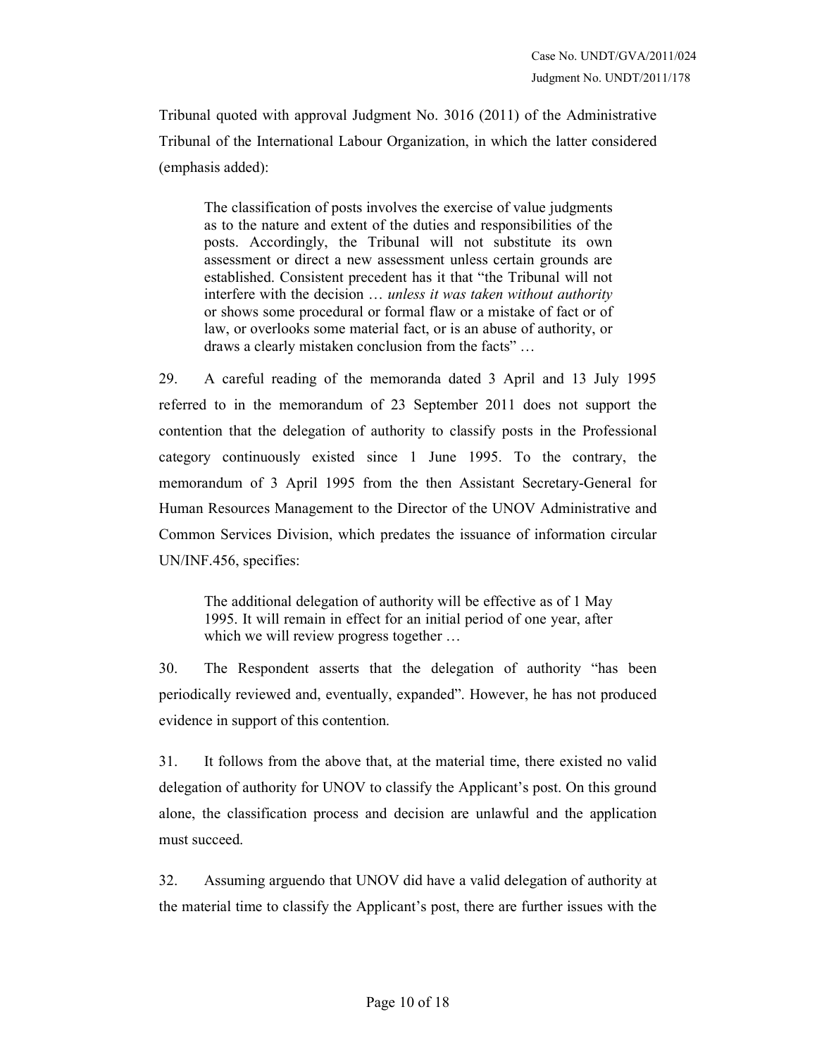Tribunal quoted with approval Judgment No. 3016 (2011) of the Administrative Tribunal of the International Labour Organization, in which the latter considered (emphasis added):

> The classification of posts involves the exercise of value judgments as to the nature and extent of the duties and responsibilities of the posts. Accordingly, the Tribunal will not substitute its own assessment or direct a new assessment unless certain grounds are established. Consistent precedent has it that "the Tribunal will not interfere with the decision … *unless it was taken without authority* or shows some procedural or formal flaw or a mistake of fact or of law, or overlooks some material fact, or is an abuse of authority, or draws a clearly mistaken conclusion from the facts" …

29. A careful reading of the memoranda dated 3 April and 13 July 1995 referred to in the memorandum of 23 September 2011 does not support the contention that the delegation of authority to classify posts in the Professional category continuously existed since 1 June 1995. To the contrary, the memorandum of 3 April 1995 from the then Assistant Secretary-General for Human Resources Management to the Director of the UNOV Administrative and Common Services Division, which predates the issuance of information circular UN/INF.456, specifies:

> The additional delegation of authority will be effective as of 1 May 1995. It will remain in effect for an initial period of one year, after which we will review progress together …

30. The Respondent asserts that the delegation of authority "has been periodically reviewed and, eventually, expanded". However, he has not produced evidence in support of this contention.

31. It follows from the above that, at the material time, there existed no valid delegation of authority for UNOV to classify the Applicant's post. On this ground alone, the classification process and decision are unlawful and the application must succeed.

32. Assuming arguendo that UNOV did have a valid delegation of authority at the material time to classify the Applicant's post, there are further issues with the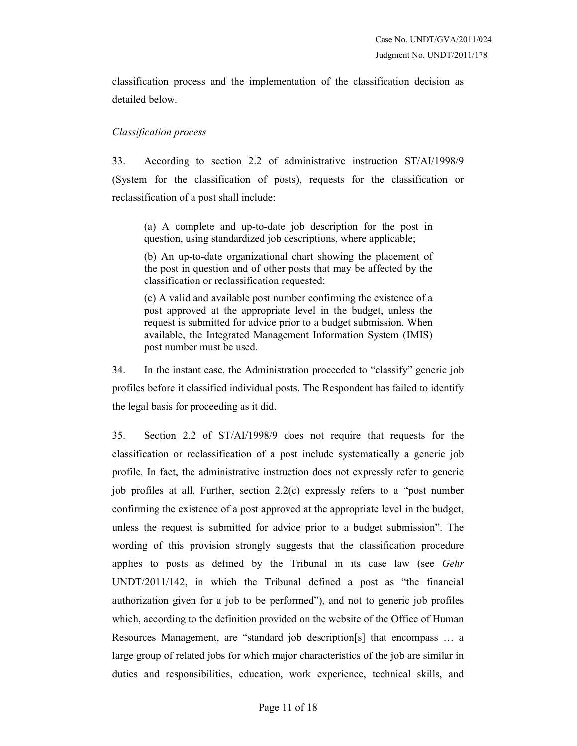classification process and the implementation of the classification decision as detailed below.

*Classification process*

33. According to section 2.2 of administrative instruction ST/AI/1998/9 (System for the classification of posts), requests for the classification or reclassification of a post shall include:

> (a) A complete and up-to-date job description for the post in question, using standardized job descriptions, where applicable;
>
> (b) An up-to-date organizational chart showing the placement of the post in question and of other posts that may be affected by the classification or reclassification requested;
>
> (c) A valid and available post number confirming the existence of a post approved at the appropriate level in the budget, unless the request is submitted for advice prior to a budget submission. When available, the Integrated Management Information System (IMIS) post number must be used.

34. In the instant case, the Administration proceeded to "classify" generic job profiles before it classified individual posts. The Respondent has failed to identify the legal basis for proceeding as it did.

35. Section 2.2 of ST/AI/1998/9 does not require that requests for the classification or reclassification of a post include systematically a generic job profile. In fact, the administrative instruction does not expressly refer to generic job profiles at all. Further, section 2.2(c) expressly refers to a "post number confirming the existence of a post approved at the appropriate level in the budget, unless the request is submitted for advice prior to a budget submission". The wording of this provision strongly suggests that the classification procedure applies to posts as defined by the Tribunal in its case law (see *Gehr* UNDT/2011/142, in which the Tribunal defined a post as "the financial authorization given for a job to be performed"), and not to generic job profiles which, according to the definition provided on the website of the Office of Human Resources Management, are "standard job description[s] that encompass … a large group of related jobs for which major characteristics of the job are similar in duties and responsibilities, education, work experience, technical skills, and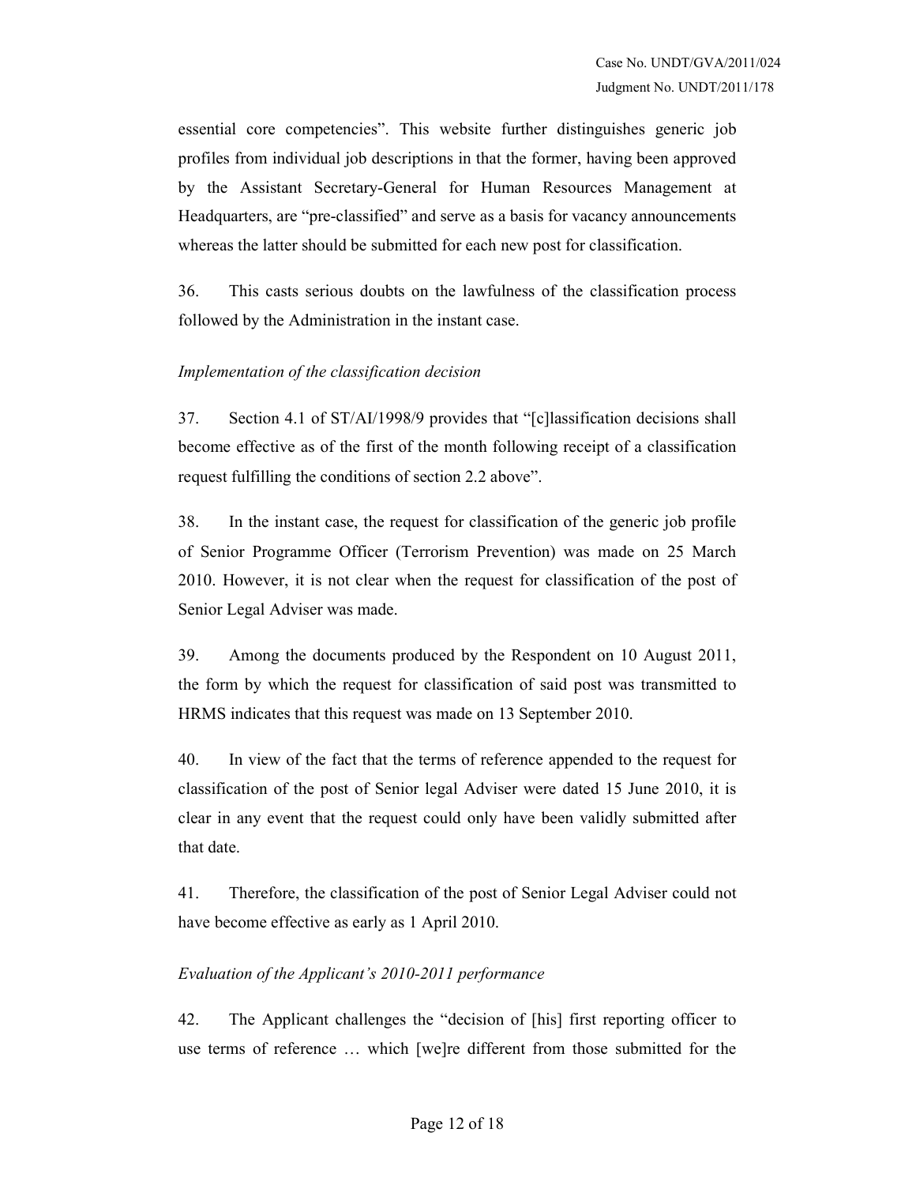essential core competencies". This website further distinguishes generic job profiles from individual job descriptions in that the former, having been approved by the Assistant Secretary-General for Human Resources Management at Headquarters, are "pre-classified" and serve as a basis for vacancy announcements whereas the latter should be submitted for each new post for classification.

36. This casts serious doubts on the lawfulness of the classification process followed by the Administration in the instant case.

*Implementation of the classification decision*

37. Section 4.1 of ST/AI/1998/9 provides that "[c]lassification decisions shall become effective as of the first of the month following receipt of a classification request fulfilling the conditions of section 2.2 above".

38. In the instant case, the request for classification of the generic job profile of Senior Programme Officer (Terrorism Prevention) was made on 25 March 2010. However, it is not clear when the request for classification of the post of Senior Legal Adviser was made.

39. Among the documents produced by the Respondent on 10 August 2011, the form by which the request for classification of said post was transmitted to HRMS indicates that this request was made on 13 September 2010.

40. In view of the fact that the terms of reference appended to the request for classification of the post of Senior legal Adviser were dated 15 June 2010, it is clear in any event that the request could only have been validly submitted after that date.

41. Therefore, the classification of the post of Senior Legal Adviser could not have become effective as early as 1 April 2010.

*Evaluation of the Applicant's 2010-2011 performance*

42. The Applicant challenges the "decision of [his] first reporting officer to use terms of reference … which [we]re different from those submitted for the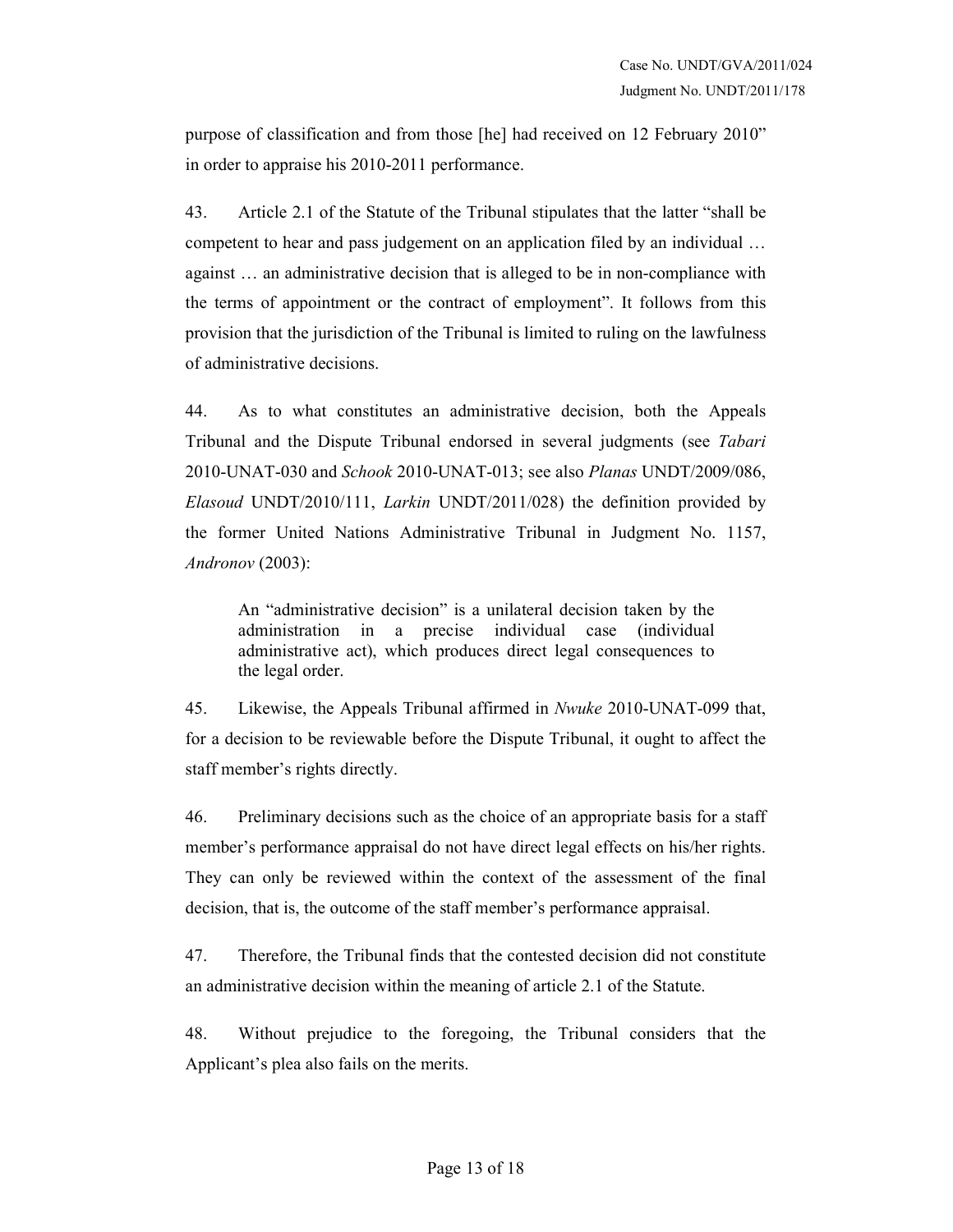purpose of classification and from those [he] had received on 12 February 2010" in order to appraise his 2010-2011 performance.

43. Article 2.1 of the Statute of the Tribunal stipulates that the latter "shall be competent to hear and pass judgement on an application filed by an individual … against … an administrative decision that is alleged to be in non-compliance with the terms of appointment or the contract of employment". It follows from this provision that the jurisdiction of the Tribunal is limited to ruling on the lawfulness of administrative decisions.

44. As to what constitutes an administrative decision, both the Appeals Tribunal and the Dispute Tribunal endorsed in several judgments (see *Tabari* 2010-UNAT-030 and *Schook* 2010-UNAT-013; see also *Planas* UNDT/2009/086, *Elasoud* UNDT/2010/111, *Larkin* UNDT/2011/028) the definition provided by the former United Nations Administrative Tribunal in Judgment No. 1157, *Andronov* (2003):

> An "administrative decision" is a unilateral decision taken by the administration in a precise individual case (individual administrative act), which produces direct legal consequences to the legal order.

45. Likewise, the Appeals Tribunal affirmed in *Nwuke* 2010-UNAT-099 that, for a decision to be reviewable before the Dispute Tribunal, it ought to affect the staff member's rights directly.

46. Preliminary decisions such as the choice of an appropriate basis for a staff member's performance appraisal do not have direct legal effects on his/her rights. They can only be reviewed within the context of the assessment of the final decision, that is, the outcome of the staff member's performance appraisal.

47. Therefore, the Tribunal finds that the contested decision did not constitute an administrative decision within the meaning of article 2.1 of the Statute.

48. Without prejudice to the foregoing, the Tribunal considers that the Applicant's plea also fails on the merits.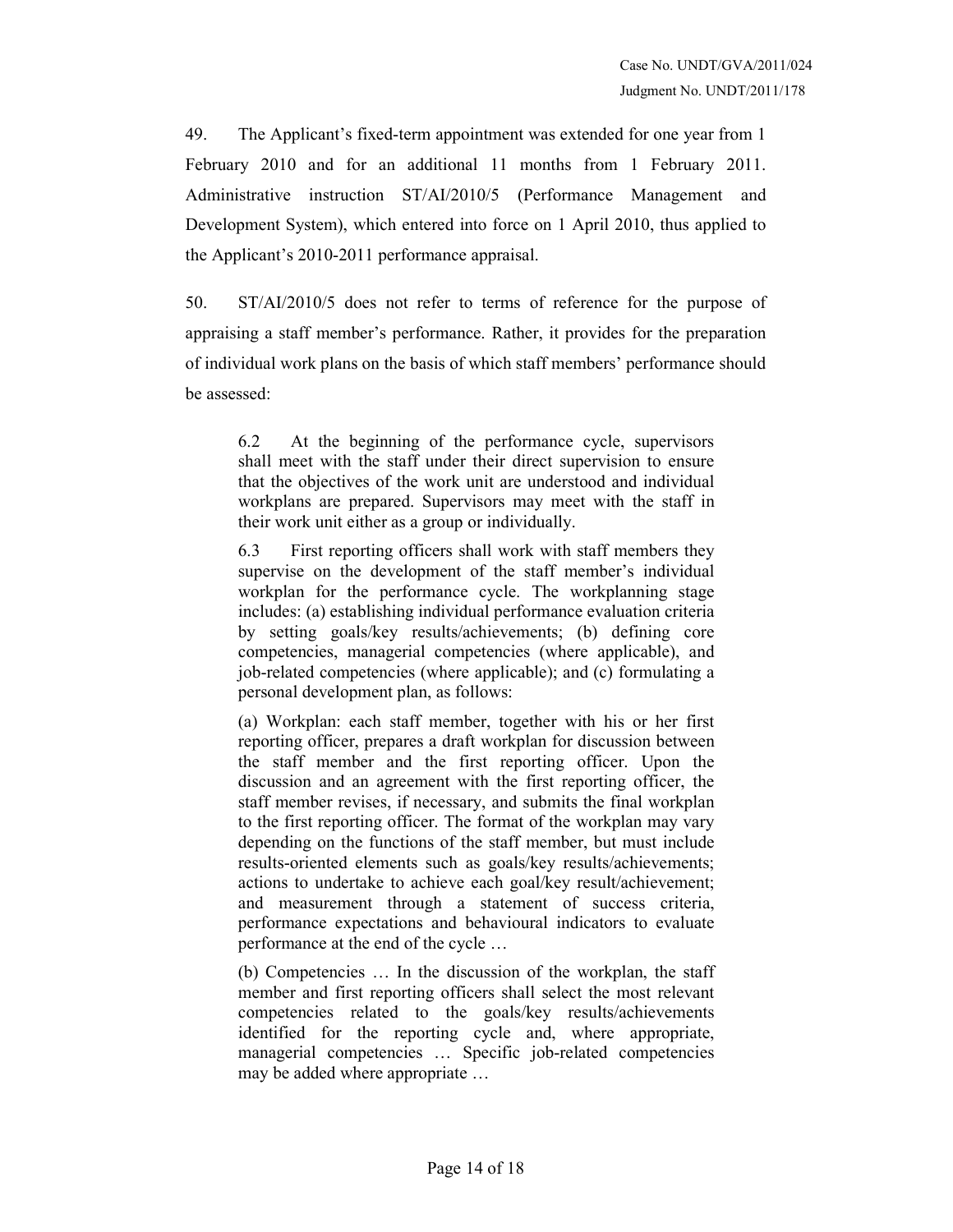49. The Applicant's fixed-term appointment was extended for one year from 1 February 2010 and for an additional 11 months from 1 February 2011. Administrative instruction ST/AI/2010/5 (Performance Management and Development System), which entered into force on 1 April 2010, thus applied to the Applicant's 2010-2011 performance appraisal.

50. ST/AI/2010/5 does not refer to terms of reference for the purpose of appraising a staff member's performance. Rather, it provides for the preparation of individual work plans on the basis of which staff members' performance should be assessed:

> 6.2 At the beginning of the performance cycle, supervisors shall meet with the staff under their direct supervision to ensure that the objectives of the work unit are understood and individual workplans are prepared. Supervisors may meet with the staff in their work unit either as a group or individually.
>
> 6.3 First reporting officers shall work with staff members they supervise on the development of the staff member's individual workplan for the performance cycle. The workplanning stage includes: (a) establishing individual performance evaluation criteria by setting goals/key results/achievements; (b) defining core competencies, managerial competencies (where applicable), and job-related competencies (where applicable); and (c) formulating a personal development plan, as follows:
>
> (a) Workplan: each staff member, together with his or her first reporting officer, prepares a draft workplan for discussion between the staff member and the first reporting officer. Upon the discussion and an agreement with the first reporting officer, the staff member revises, if necessary, and submits the final workplan to the first reporting officer. The format of the workplan may vary depending on the functions of the staff member, but must include results-oriented elements such as goals/key results/achievements; actions to undertake to achieve each goal/key result/achievement; and measurement through a statement of success criteria, performance expectations and behavioural indicators to evaluate performance at the end of the cycle …
>
> (b) Competencies … In the discussion of the workplan, the staff member and first reporting officers shall select the most relevant competencies related to the goals/key results/achievements identified for the reporting cycle and, where appropriate, managerial competencies … Specific job-related competencies may be added where appropriate …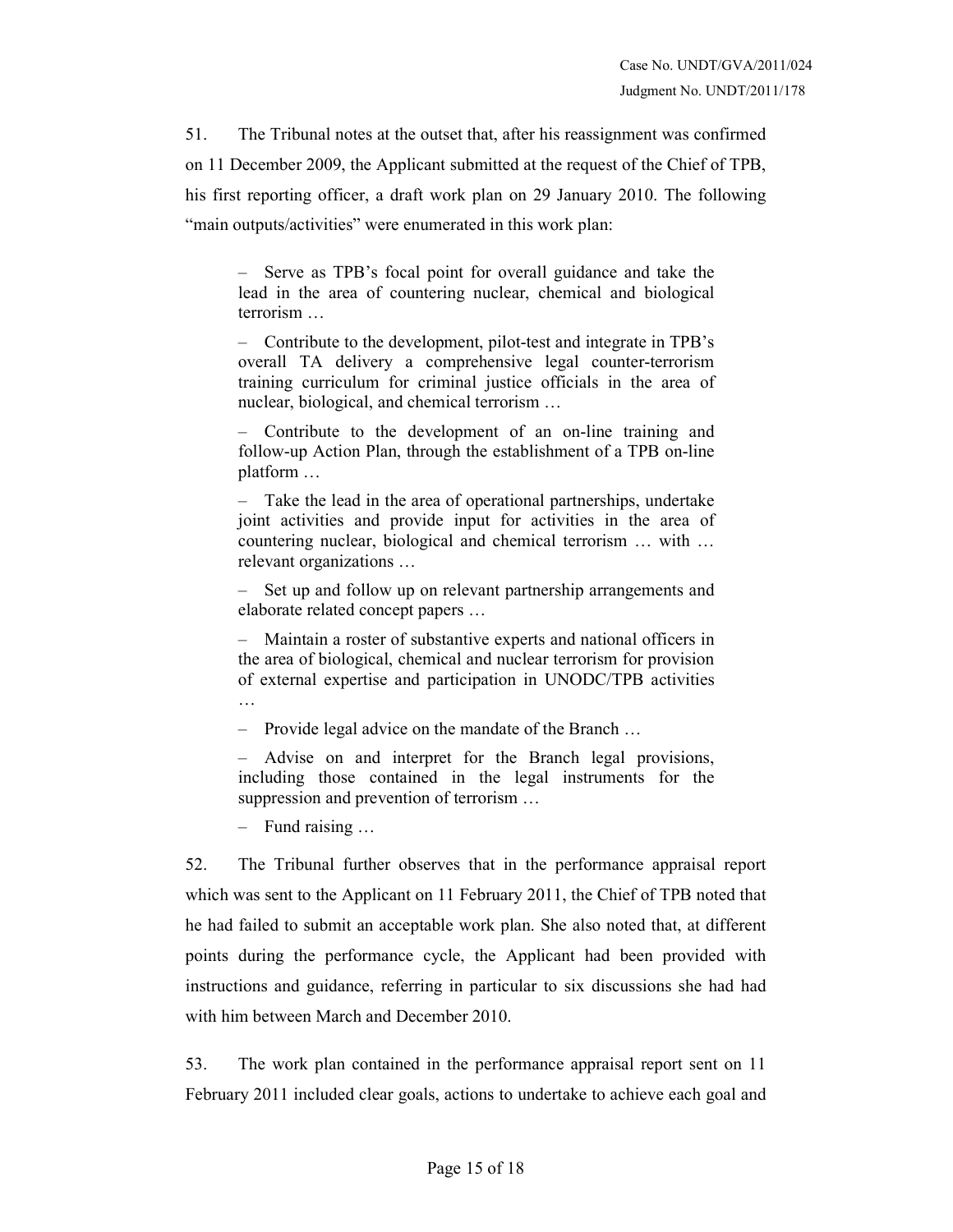51. The Tribunal notes at the outset that, after his reassignment was confirmed on 11 December 2009, the Applicant submitted at the request of the Chief of TPB, his first reporting officer, a draft work plan on 29 January 2010. The following "main outputs/activities" were enumerated in this work plan:

> – Serve as TPB's focal point for overall guidance and take the lead in the area of countering nuclear, chemical and biological terrorism …
>
> – Contribute to the development, pilot-test and integrate in TPB's overall TA delivery a comprehensive legal counter-terrorism training curriculum for criminal justice officials in the area of nuclear, biological, and chemical terrorism …
>
> – Contribute to the development of an on-line training and follow-up Action Plan, through the establishment of a TPB on-line platform …
>
> – Take the lead in the area of operational partnerships, undertake joint activities and provide input for activities in the area of countering nuclear, biological and chemical terrorism … with … relevant organizations …
>
> – Set up and follow up on relevant partnership arrangements and elaborate related concept papers …
>
> – Maintain a roster of substantive experts and national officers in the area of biological, chemical and nuclear terrorism for provision of external expertise and participation in UNODC/TPB activities …
>
> – Provide legal advice on the mandate of the Branch …
>
> – Advise on and interpret for the Branch legal provisions, including those contained in the legal instruments for the suppression and prevention of terrorism …
>
> – Fund raising …

52. The Tribunal further observes that in the performance appraisal report which was sent to the Applicant on 11 February 2011, the Chief of TPB noted that he had failed to submit an acceptable work plan. She also noted that, at different points during the performance cycle, the Applicant had been provided with instructions and guidance, referring in particular to six discussions she had had with him between March and December 2010.

53. The work plan contained in the performance appraisal report sent on 11 February 2011 included clear goals, actions to undertake to achieve each goal and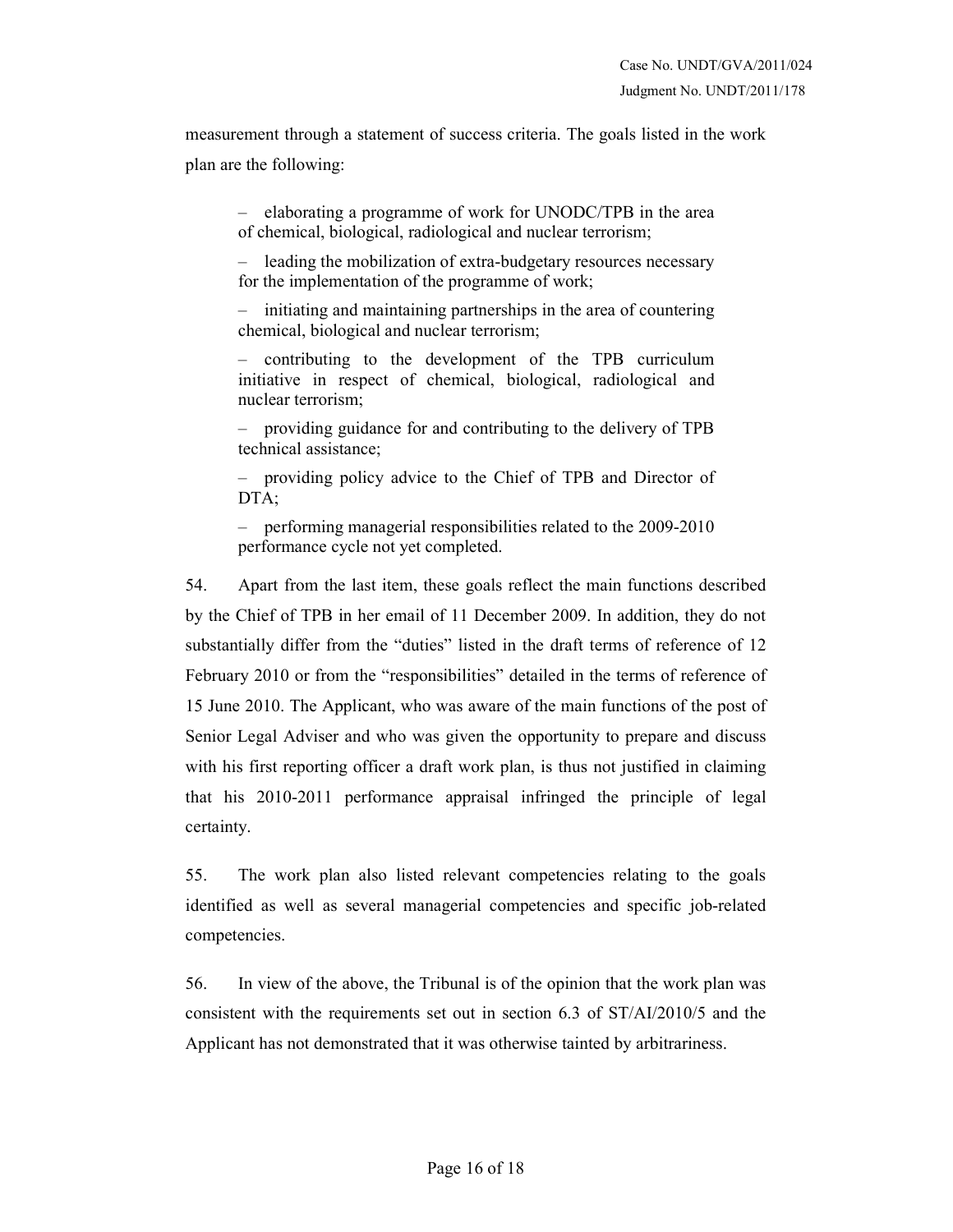measurement through a statement of success criteria. The goals listed in the work plan are the following:

> – elaborating a programme of work for UNODC/TPB in the area of chemical, biological, radiological and nuclear terrorism;
>
> – leading the mobilization of extra-budgetary resources necessary for the implementation of the programme of work;
>
> – initiating and maintaining partnerships in the area of countering chemical, biological and nuclear terrorism;
>
> – contributing to the development of the TPB curriculum initiative in respect of chemical, biological, radiological and nuclear terrorism;
>
> – providing guidance for and contributing to the delivery of TPB technical assistance;
>
> – providing policy advice to the Chief of TPB and Director of DTA;
>
> – performing managerial responsibilities related to the 2009-2010 performance cycle not yet completed.

54. Apart from the last item, these goals reflect the main functions described by the Chief of TPB in her email of 11 December 2009. In addition, they do not substantially differ from the "duties" listed in the draft terms of reference of 12 February 2010 or from the "responsibilities" detailed in the terms of reference of 15 June 2010. The Applicant, who was aware of the main functions of the post of Senior Legal Adviser and who was given the opportunity to prepare and discuss with his first reporting officer a draft work plan, is thus not justified in claiming that his 2010-2011 performance appraisal infringed the principle of legal certainty.

55. The work plan also listed relevant competencies relating to the goals identified as well as several managerial competencies and specific job-related competencies.

56. In view of the above, the Tribunal is of the opinion that the work plan was consistent with the requirements set out in section 6.3 of ST/AI/2010/5 and the Applicant has not demonstrated that it was otherwise tainted by arbitrariness.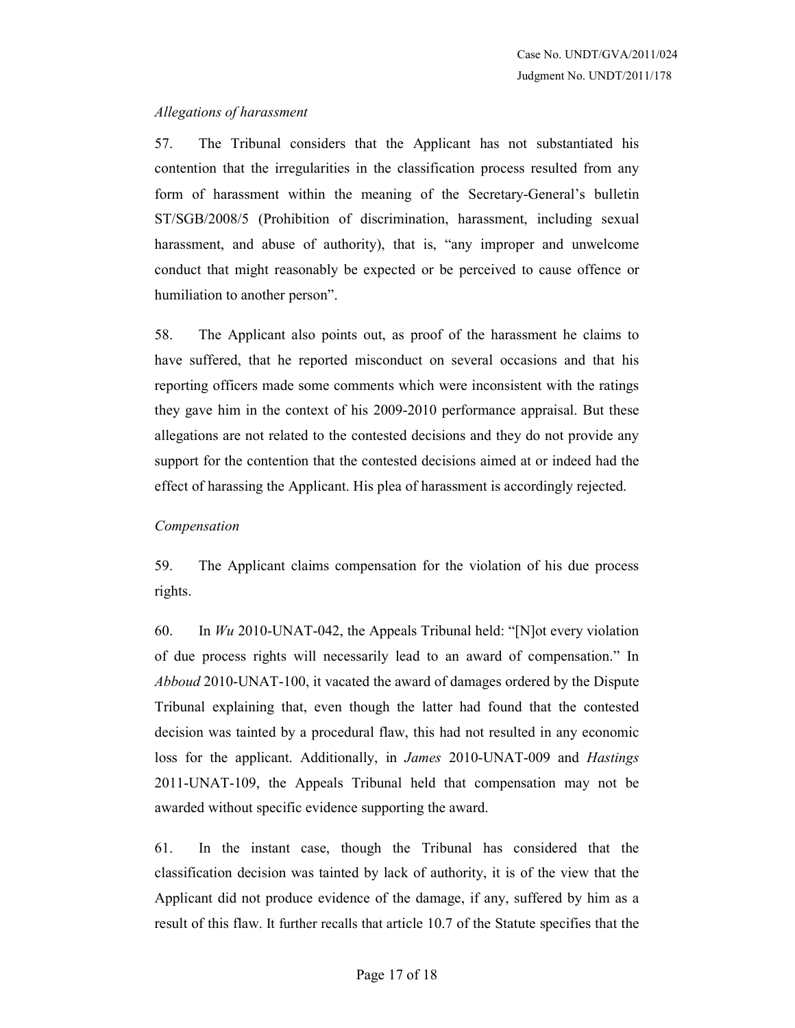*Allegations of harassment*

57. The Tribunal considers that the Applicant has not substantiated his contention that the irregularities in the classification process resulted from any form of harassment within the meaning of the Secretary-General's bulletin ST/SGB/2008/5 (Prohibition of discrimination, harassment, including sexual harassment, and abuse of authority), that is, "any improper and unwelcome conduct that might reasonably be expected or be perceived to cause offence or humiliation to another person".

58. The Applicant also points out, as proof of the harassment he claims to have suffered, that he reported misconduct on several occasions and that his reporting officers made some comments which were inconsistent with the ratings they gave him in the context of his 2009-2010 performance appraisal. But these allegations are not related to the contested decisions and they do not provide any support for the contention that the contested decisions aimed at or indeed had the effect of harassing the Applicant. His plea of harassment is accordingly rejected.

*Compensation*

59. The Applicant claims compensation for the violation of his due process rights.

60. In *Wu* 2010-UNAT-042, the Appeals Tribunal held: "[N]ot every violation of due process rights will necessarily lead to an award of compensation." In *Abboud* 2010-UNAT-100, it vacated the award of damages ordered by the Dispute Tribunal explaining that, even though the latter had found that the contested decision was tainted by a procedural flaw, this had not resulted in any economic loss for the applicant. Additionally, in *James* 2010-UNAT-009 and *Hastings* 2011-UNAT-109, the Appeals Tribunal held that compensation may not be awarded without specific evidence supporting the award.

61. In the instant case, though the Tribunal has considered that the classification decision was tainted by lack of authority, it is of the view that the Applicant did not produce evidence of the damage, if any, suffered by him as a result of this flaw. It further recalls that article 10.7 of the Statute specifies that the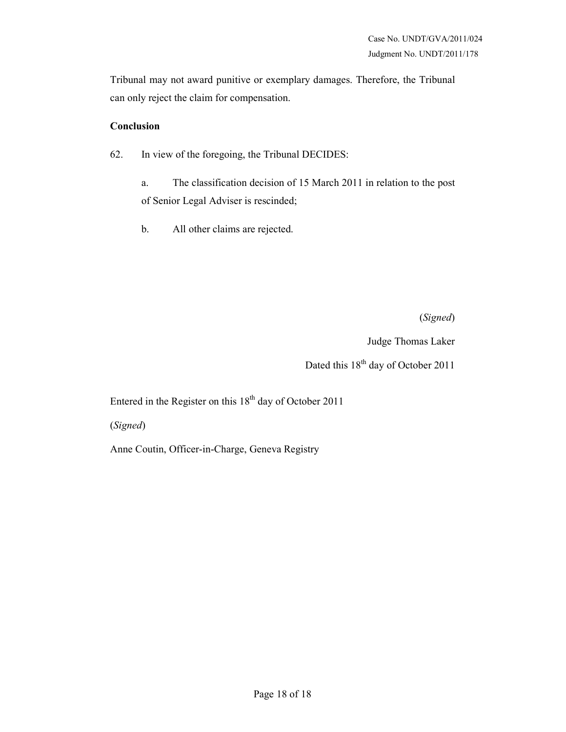Tribunal may not award punitive or exemplary damages. Therefore, the Tribunal can only reject the claim for compensation.

**Conclusion**

62. In view of the foregoing, the Tribunal DECIDES:

a. The classification decision of 15 March 2011 in relation to the post of Senior Legal Adviser is rescinded;

b. All other claims are rejected.

(*Signed*)

Judge Thomas Laker

Dated this 18th day of October 2011

Entered in the Register on this 18th day of October 2011

(*Signed*)

Anne Coutin, Officer-in-Charge, Geneva Registry